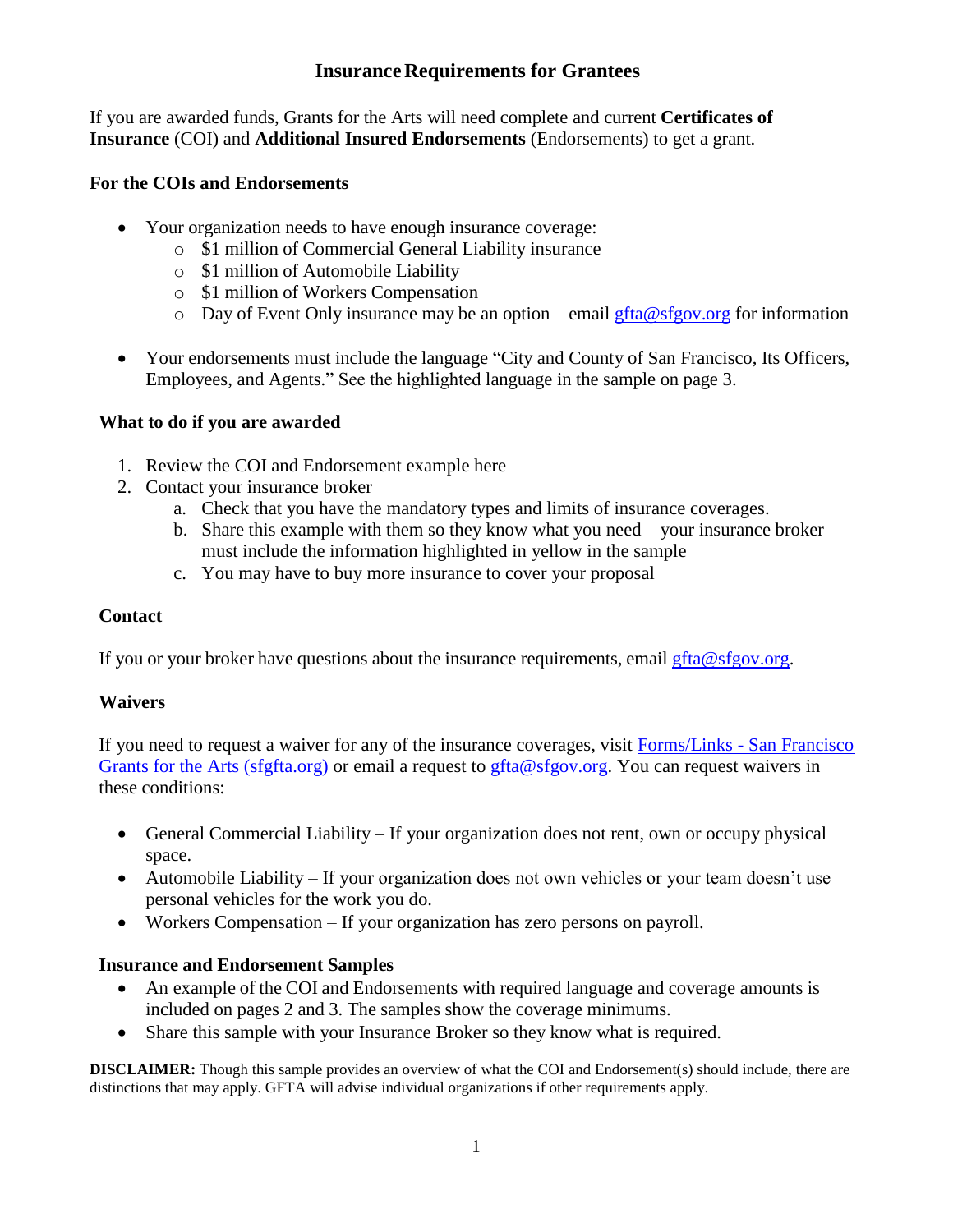# Insurance Requirements for Grantees

If you are awarded funds, Grants for the Arts will need complete and current **Certificates of Insurance** (COI) and **Additional Insured Endorsements** (Endorsements) to get a grant.

## For the COIs and Endorsements

- Your organization needs to have enough insurance coverage:
  - $1 million of Commercial General Liability insurance
  - $1 million of Automobile Liability
  - $1 million of Workers Compensation
  - Day of Event Only insurance may be an option—email gfta@sfgov.org for information
- Your endorsements must include the language "City and County of San Francisco, Its Officers, Employees, and Agents." See the highlighted language in the sample on page 3.

## What to do if you are awarded

1. Review the COI and Endorsement example here
2. Contact your insurance broker
   a. Check that you have the mandatory types and limits of insurance coverages.
   b. Share this example with them so they know what you need—your insurance broker must include the information highlighted in yellow in the sample
   c. You may have to buy more insurance to cover your proposal

## Contact

If you or your broker have questions about the insurance requirements, email gfta@sfgov.org.

## Waivers

If you need to request a waiver for any of the insurance coverages, visit Forms/Links - San Francisco Grants for the Arts (sfgfta.org) or email a request to gfta@sfgov.org. You can request waivers in these conditions:

- General Commercial Liability – If your organization does not rent, own or occupy physical space.
- Automobile Liability – If your organization does not own vehicles or your team doesn't use personal vehicles for the work you do.
- Workers Compensation – If your organization has zero persons on payroll.

## Insurance and Endorsement Samples

- An example of the COI and Endorsements with required language and coverage amounts is included on pages 2 and 3. The samples show the coverage minimums.
- Share this sample with your Insurance Broker so they know what is required.

**DISCLAIMER:** Though this sample provides an overview of what the COI and Endorsement(s) should include, there are distinctions that may apply. GFTA will advise individual organizations if other requirements apply.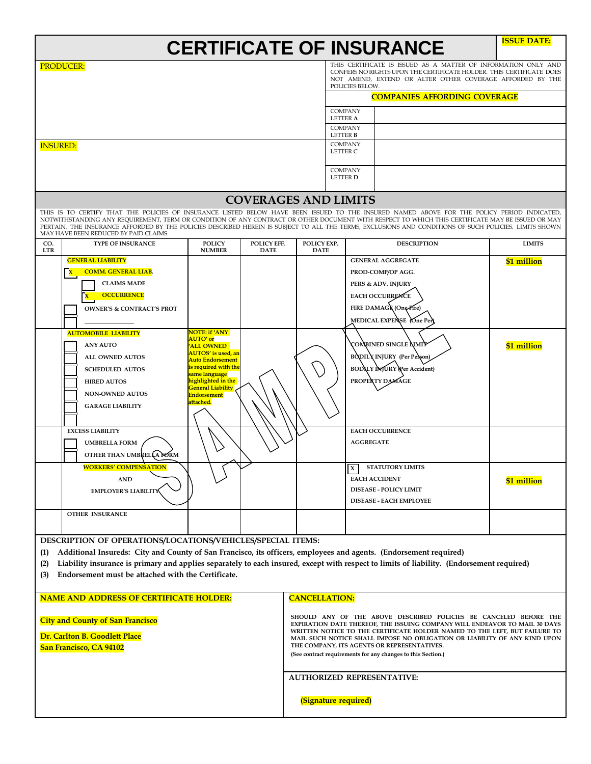# CERTIFICATE OF INSURANCE

**ISSUE DATE:**

**PRODUCER:**

THIS CERTIFICATE IS ISSUED AS A MATTER OF INFORMATION ONLY AND CONFERS NO RIGHTS UPON THE CERTIFICATE HOLDER. THIS CERTIFICATE DOES NOT AMEND, EXTEND OR ALTER OTHER COVERAGE AFFORDED BY THE POLICIES BELOW.

**COMPANIES AFFORDING COVERAGE**

| | |
|---|---|
| COMPANY LETTER **A** | |
| COMPANY LETTER **B** | |
| COMPANY LETTER C | |
| COMPANY LETTER **D** | |

**INSURED:**

## COVERAGES AND LIMITS

THIS IS TO CERTIFY THAT THE POLICIES OF INSURANCE LISTED BELOW HAVE BEEN ISSUED TO THE INSURED NAMED ABOVE FOR THE POLICY PERIOD INDICATED, NOTWITHSTANDING ANY REQUIREMENT, TERM OR CONDITION OF ANY CONTRACT OR OTHER DOCUMENT WITH RESPECT TO WHICH THIS CERTIFICATE MAY BE ISSUED OR MAY PERTAIN. THE INSURANCE AFFORDED BY THE POLICIES DESCRIBED HEREIN IS SUBJECT TO ALL THE TERMS, EXCLUSIONS AND CONDITIONS OF SUCH POLICIES. LIMITS SHOWN MAY HAVE BEEN REDUCED BY PAID CLAIMS.

| CO. LTR | TYPE OF INSURANCE | POLICY NUMBER | POLICY EFF. DATE | POLICY EXP. DATE | DESCRIPTION | LIMITS |
|---|---|---|---|---|---|---|
| | **GENERAL LIABILITY**<br>[X] COMM. GENERAL LIAB.<br>[ ] CLAIMS MADE<br>[X] OCCURRENCE<br>[ ] OWNER'S & CONTRACT'S PROT<br>[ ] ____________ | | | | GENERAL AGGREGATE<br>PROD-COMP/OP AGG.<br>PERS & ADV. INJURY<br>EACH OCCURRENCE<br>FIRE DAMAGE (One Fire)<br>MEDICAL EXPENSE (One Per) | **$1 million** |
| | **AUTOMOBILE LIABILITY**<br>[ ] ANY AUTO<br>[ ] ALL OWNED AUTOS<br>[ ] SCHEDULED AUTOS<br>[ ] HIRED AUTOS<br>[ ] NON-OWNED AUTOS<br>[ ] GARAGE LIABILITY<br>[ ] | **NOTE: if 'ANY AUTO' or 'ALL OWNED AUTOS' is used, an Auto Endorsement is required with the same language highlighted in the General Liability Endorsement attached.** | | | COMBINED SINGLE LIMIT<br>BODILY INJURY (Per Person)<br>BODILY INJURY (Per Accident)<br>PROPERTY DAMAGE | **$1 million** |
| | EXCESS LIABILITY<br>[ ] UMBRELLA FORM<br>[ ] OTHER THAN UMBRELLA FORM | | | | EACH OCCURRENCE<br>AGGREGATE | |
| | **WORKERS' COMPENSATION AND EMPLOYER'S LIABILITY** | | | | [X] STATUTORY LIMITS<br>EACH ACCIDENT<br>DISEASE - POLICY LIMIT<br>DISEASE - EACH EMPLOYEE | **$1 million** |
| | OTHER INSURANCE | | | | | |

**DESCRIPTION OF OPERATIONS/LOCATIONS/VEHICLES/SPECIAL ITEMS:**

1. **Additional Insureds: City and County of San Francisco, its officers, employees and agents. (Endorsement required)**
2. **Liability insurance is primary and applies separately to each insured, except with respect to limits of liability. (Endorsement required)**
3. **Endorsement must be attached with the Certificate.**

**NAME AND ADDRESS OF CERTIFICATE HOLDER:**

**City and County of San Francisco**

**Dr. Carlton B. Goodlett Place**
**San Francisco, CA 94102**

**CANCELLATION:**

SHOULD ANY OF THE ABOVE DESCRIBED POLICIES BE CANCELED BEFORE THE EXPIRATION DATE THEREOF, THE ISSUING COMPANY WILL ENDEAVOR TO MAIL 30 DAYS WRITTEN NOTICE TO THE CERTIFICATE HOLDER NAMED TO THE LEFT, BUT FAILURE TO MAIL SUCH NOTICE SHALL IMPOSE NO OBLIGATION OR LIABILITY OF ANY KIND UPON THE COMPANY, ITS AGENTS OR REPRESENTATIVES.
(See contract requirements for any changes to this Section.)

**AUTHORIZED REPRESENTATIVE:**

**(Signature required)**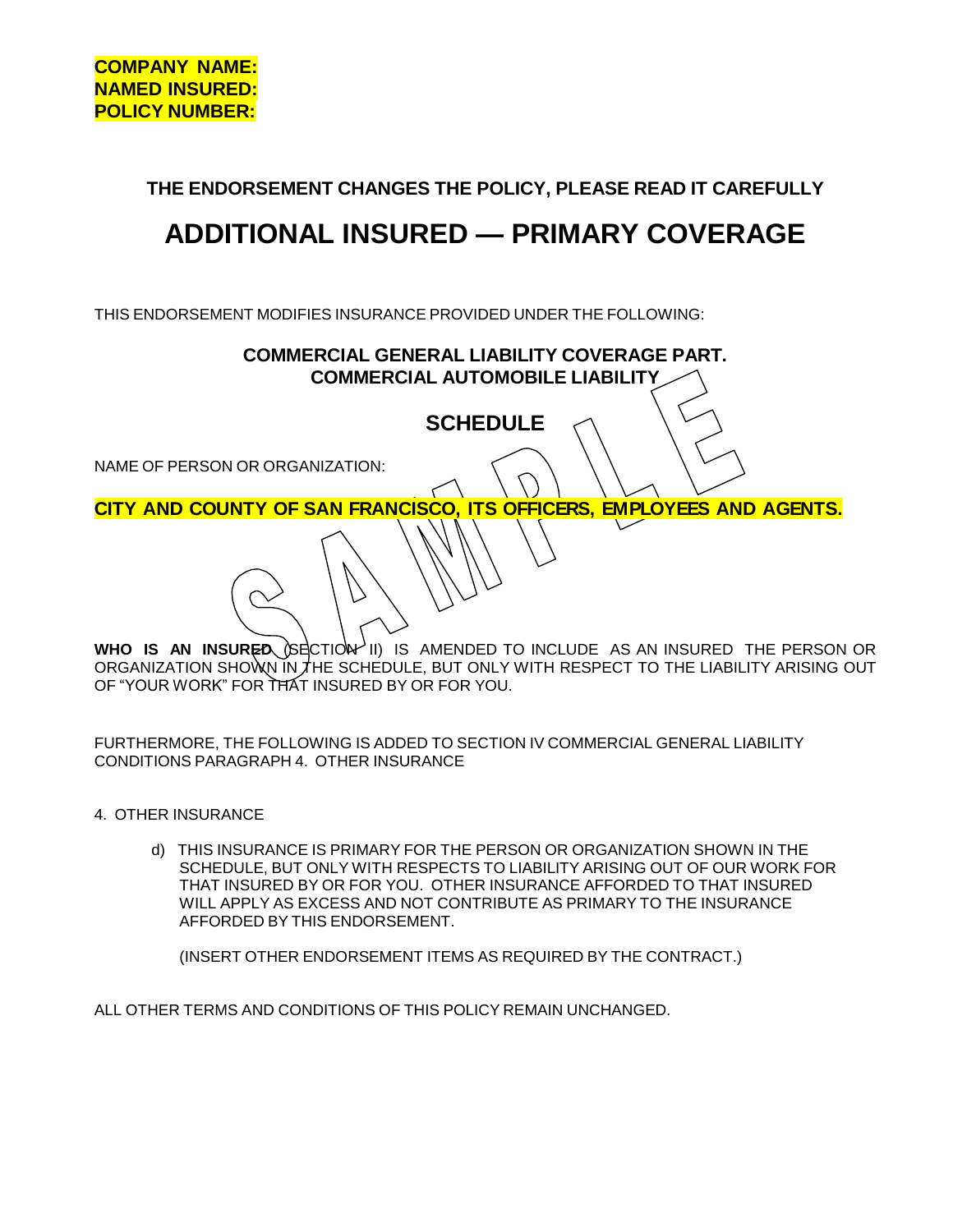**COMPANY NAME:**
**NAMED INSURED:**
**POLICY NUMBER:**

**THE ENDORSEMENT CHANGES THE POLICY, PLEASE READ IT CAREFULLY**

# ADDITIONAL INSURED — PRIMARY COVERAGE

THIS ENDORSEMENT MODIFIES INSURANCE PROVIDED UNDER THE FOLLOWING:

**COMMERCIAL GENERAL LIABILITY COVERAGE PART.**
**COMMERCIAL AUTOMOBILE LIABILITY**

## SCHEDULE

NAME OF PERSON OR ORGANIZATION:

**CITY AND COUNTY OF SAN FRANCISCO, ITS OFFICERS, EMPLOYEES AND AGENTS.**

SAMPLE

**WHO IS AN INSURED** (SECTION II) IS AMENDED TO INCLUDE AS AN INSURED THE PERSON OR ORGANIZATION SHOWN IN THE SCHEDULE, BUT ONLY WITH RESPECT TO THE LIABILITY ARISING OUT OF "YOUR WORK" FOR THAT INSURED BY OR FOR YOU.

FURTHERMORE, THE FOLLOWING IS ADDED TO SECTION IV COMMERCIAL GENERAL LIABILITY CONDITIONS PARAGRAPH 4. OTHER INSURANCE

4. OTHER INSURANCE

   d) THIS INSURANCE IS PRIMARY FOR THE PERSON OR ORGANIZATION SHOWN IN THE SCHEDULE, BUT ONLY WITH RESPECTS TO LIABILITY ARISING OUT OF OUR WORK FOR THAT INSURED BY OR FOR YOU. OTHER INSURANCE AFFORDED TO THAT INSURED WILL APPLY AS EXCESS AND NOT CONTRIBUTE AS PRIMARY TO THE INSURANCE AFFORDED BY THIS ENDORSEMENT.

   (INSERT OTHER ENDORSEMENT ITEMS AS REQUIRED BY THE CONTRACT.)

ALL OTHER TERMS AND CONDITIONS OF THIS POLICY REMAIN UNCHANGED.